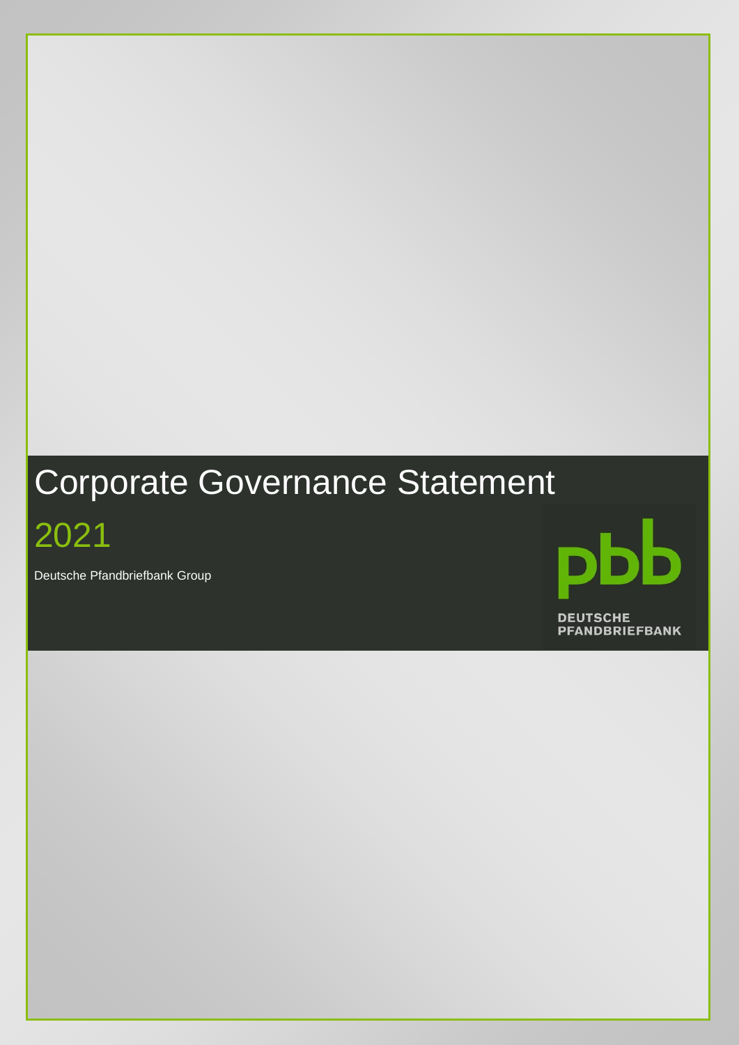# Corporate Governance Statement

## 2021

Deutsche Pfandbriefbank Group

pbb

DEUTSCHE PFANDBRIEFBANK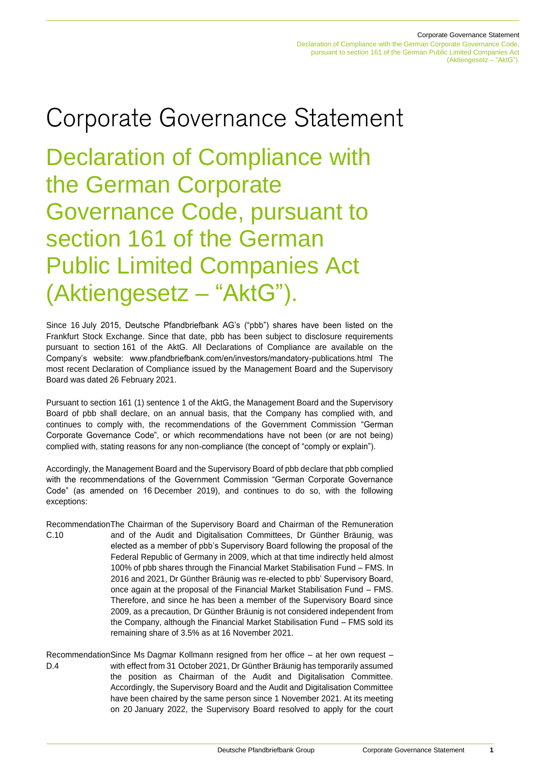// Corporate Governance Statement

# Corporate Governance Statement

## Declaration of Compliance with the German Corporate Governance Code, pursuant to section 161 of the German Public Limited Companies Act (Aktiengesetz – "AktG").

Since 16 July 2015, Deutsche Pfandbriefbank AG's ("pbb") shares have been listed on the Frankfurt Stock Exchange. Since that date, pbb has been subject to disclosure requirements pursuant to section 161 of the AktG. All Declarations of Compliance are available on the Company's website: www.pfandbriefbank.com/en/investors/mandatory-publications.html The most recent Declaration of Compliance issued by the Management Board and the Supervisory Board was dated 26 February 2021.

Pursuant to section 161 (1) sentence 1 of the AktG, the Management Board and the Supervisory Board of pbb shall declare, on an annual basis, that the Company has complied with, and continues to comply with, the recommendations of the Government Commission "German Corporate Governance Code", or which recommendations have not been (or are not being) complied with, stating reasons for any non-compliance (the concept of "comply or explain").

Accordingly, the Management Board and the Supervisory Board of pbb declare that pbb complied with the recommendations of the Government Commission "German Corporate Governance Code" (as amended on 16 December 2019), and continues to do so, with the following exceptions:

**Recommendation C.10**

The Chairman of the Supervisory Board and Chairman of the Remuneration and of the Audit and Digitalisation Committees, Dr Günther Bräunig, was elected as a member of pbb's Supervisory Board following the proposal of the Federal Republic of Germany in 2009, which at that time indirectly held almost 100% of pbb shares through the Financial Market Stabilisation Fund – FMS. In 2016 and 2021, Dr Günther Bräunig was re-elected to pbb' Supervisory Board, once again at the proposal of the Financial Market Stabilisation Fund – FMS. Therefore, and since he has been a member of the Supervisory Board since 2009, as a precaution, Dr Günther Bräunig is not considered independent from the Company, although the Financial Market Stabilisation Fund – FMS sold its remaining share of 3.5% as at 16 November 2021.

**Recommendation D.4**

Since Ms Dagmar Kollmann resigned from her office – at her own request – with effect from 31 October 2021, Dr Günther Bräunig has temporarily assumed the position as Chairman of the Audit and Digitalisation Committee. Accordingly, the Supervisory Board and the Audit and Digitalisation Committee have been chaired by the same person since 1 November 2021. At its meeting on 20 January 2022, the Supervisory Board resolved to apply for the court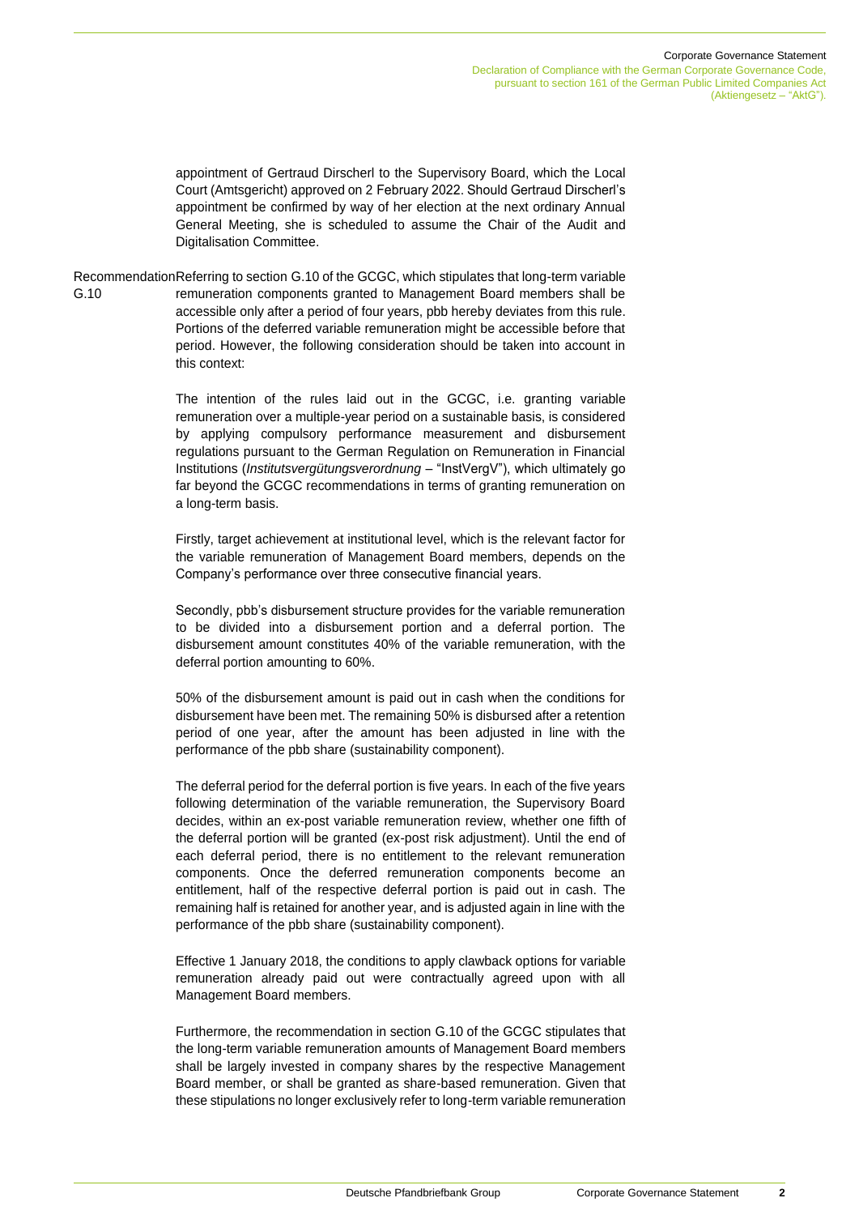appointment of Gertraud Dirscherl to the Supervisory Board, which the Local Court (Amtsgericht) approved on 2 February 2022. Should Gertraud Dirscherl's appointment be confirmed by way of her election at the next ordinary Annual General Meeting, she is scheduled to assume the Chair of the Audit and Digitalisation Committee.

**Recommendation G.10**

Referring to section G.10 of the GCGC, which stipulates that long-term variable remuneration components granted to Management Board members shall be accessible only after a period of four years, pbb hereby deviates from this rule. Portions of the deferred variable remuneration might be accessible before that period. However, the following consideration should be taken into account in this context:

The intention of the rules laid out in the GCGC, i.e. granting variable remuneration over a multiple-year period on a sustainable basis, is considered by applying compulsory performance measurement and disbursement regulations pursuant to the German Regulation on Remuneration in Financial Institutions (*Institutsvergütungsverordnung* – "InstVergV"), which ultimately go far beyond the GCGC recommendations in terms of granting remuneration on a long-term basis.

Firstly, target achievement at institutional level, which is the relevant factor for the variable remuneration of Management Board members, depends on the Company's performance over three consecutive financial years.

Secondly, pbb's disbursement structure provides for the variable remuneration to be divided into a disbursement portion and a deferral portion. The disbursement amount constitutes 40% of the variable remuneration, with the deferral portion amounting to 60%.

50% of the disbursement amount is paid out in cash when the conditions for disbursement have been met. The remaining 50% is disbursed after a retention period of one year, after the amount has been adjusted in line with the performance of the pbb share (sustainability component).

The deferral period for the deferral portion is five years. In each of the five years following determination of the variable remuneration, the Supervisory Board decides, within an ex-post variable remuneration review, whether one fifth of the deferral portion will be granted (ex-post risk adjustment). Until the end of each deferral period, there is no entitlement to the relevant remuneration components. Once the deferred remuneration components become an entitlement, half of the respective deferral portion is paid out in cash. The remaining half is retained for another year, and is adjusted again in line with the performance of the pbb share (sustainability component).

Effective 1 January 2018, the conditions to apply clawback options for variable remuneration already paid out were contractually agreed upon with all Management Board members.

Furthermore, the recommendation in section G.10 of the GCGC stipulates that the long-term variable remuneration amounts of Management Board members shall be largely invested in company shares by the respective Management Board member, or shall be granted as share-based remuneration. Given that these stipulations no longer exclusively refer to long-term variable remuneration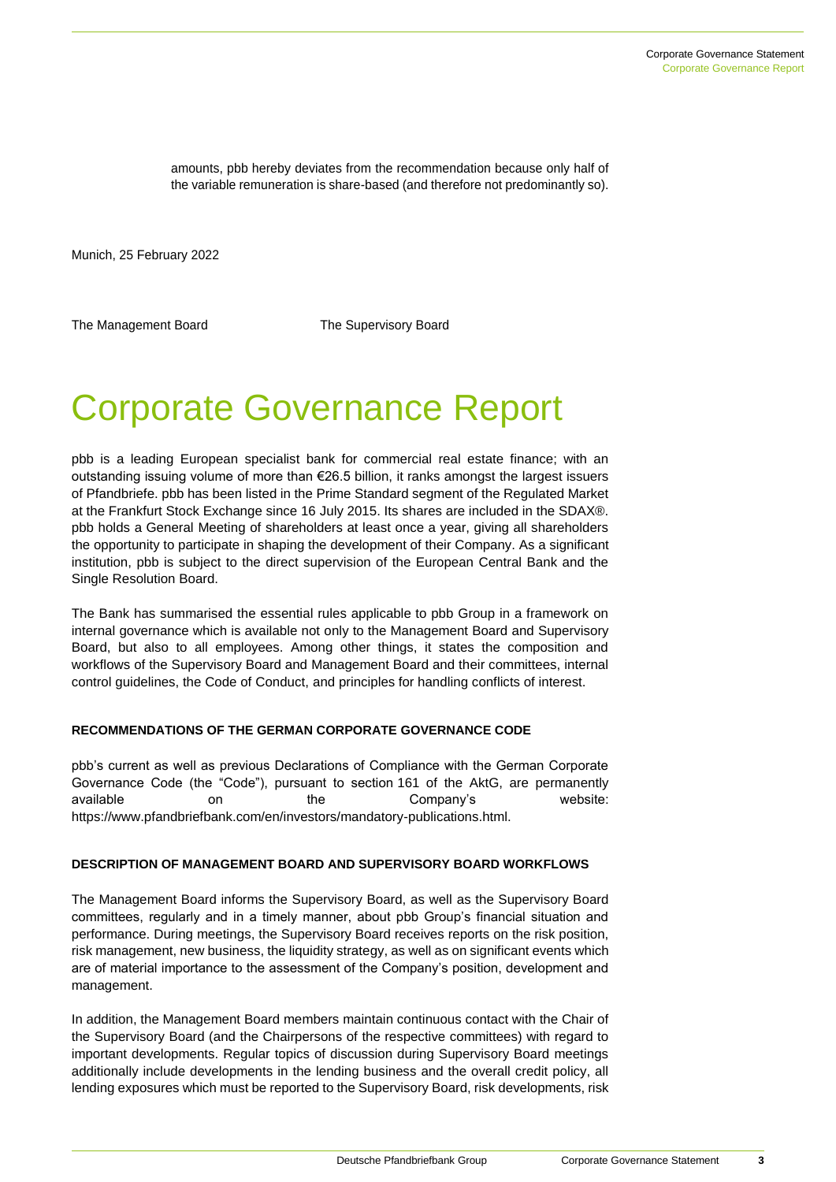amounts, pbb hereby deviates from the recommendation because only half of the variable remuneration is share-based (and therefore not predominantly so).

Munich, 25 February 2022

The Management Board | The Supervisory Board

# Corporate Governance Report

pbb is a leading European specialist bank for commercial real estate finance; with an outstanding issuing volume of more than €26.5 billion, it ranks amongst the largest issuers of Pfandbriefe. pbb has been listed in the Prime Standard segment of the Regulated Market at the Frankfurt Stock Exchange since 16 July 2015. Its shares are included in the SDAX®. pbb holds a General Meeting of shareholders at least once a year, giving all shareholders the opportunity to participate in shaping the development of their Company. As a significant institution, pbb is subject to the direct supervision of the European Central Bank and the Single Resolution Board.

The Bank has summarised the essential rules applicable to pbb Group in a framework on internal governance which is available not only to the Management Board and Supervisory Board, but also to all employees. Among other things, it states the composition and workflows of the Supervisory Board and Management Board and their committees, internal control guidelines, the Code of Conduct, and principles for handling conflicts of interest.

**RECOMMENDATIONS OF THE GERMAN CORPORATE GOVERNANCE CODE**

pbb's current as well as previous Declarations of Compliance with the German Corporate Governance Code (the "Code"), pursuant to section 161 of the AktG, are permanently available on the Company's website: https://www.pfandbriefbank.com/en/investors/mandatory-publications.html.

**DESCRIPTION OF MANAGEMENT BOARD AND SUPERVISORY BOARD WORKFLOWS**

The Management Board informs the Supervisory Board, as well as the Supervisory Board committees, regularly and in a timely manner, about pbb Group's financial situation and performance. During meetings, the Supervisory Board receives reports on the risk position, risk management, new business, the liquidity strategy, as well as on significant events which are of material importance to the assessment of the Company's position, development and management.

In addition, the Management Board members maintain continuous contact with the Chair of the Supervisory Board (and the Chairpersons of the respective committees) with regard to important developments. Regular topics of discussion during Supervisory Board meetings additionally include developments in the lending business and the overall credit policy, all lending exposures which must be reported to the Supervisory Board, risk developments, risk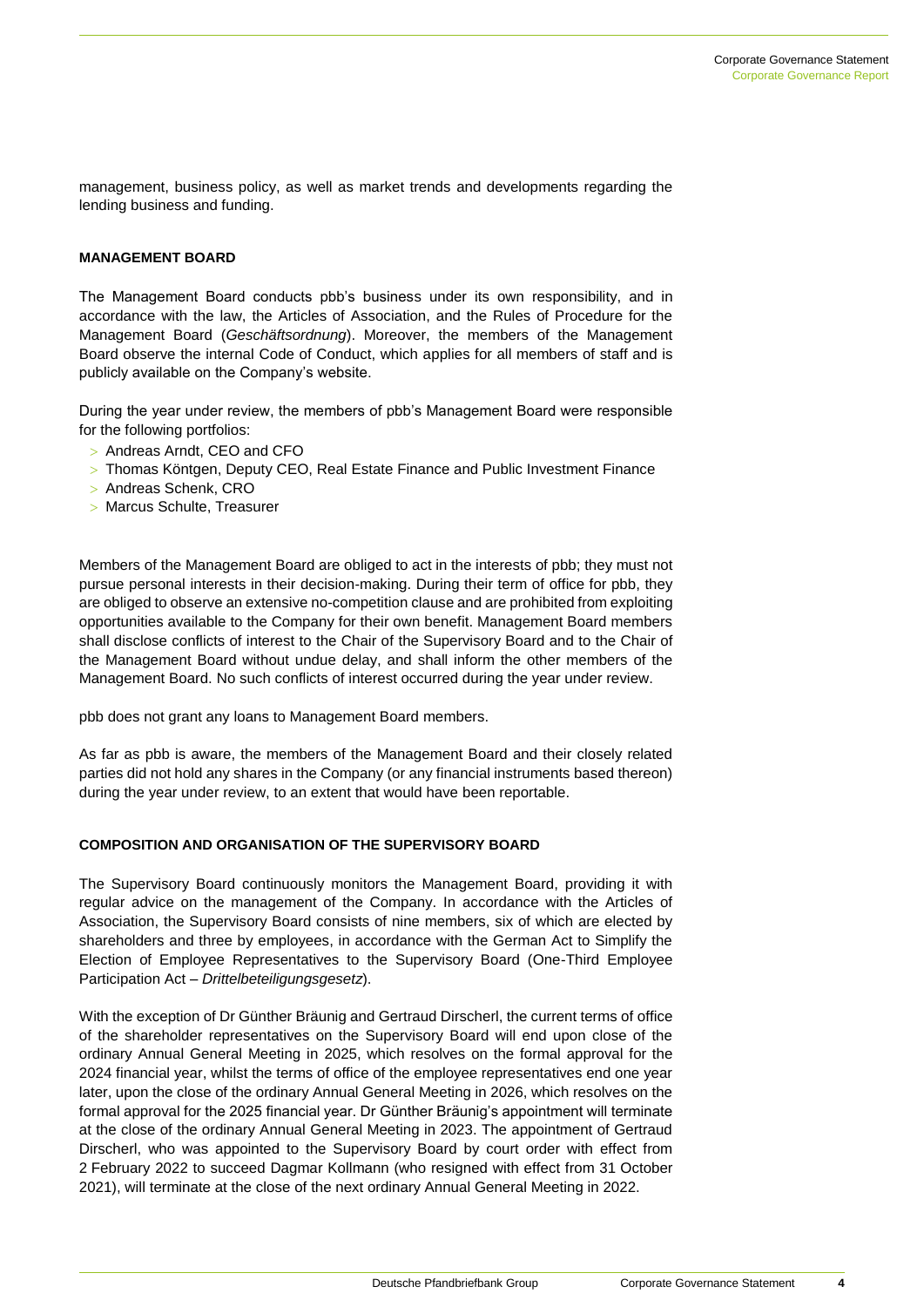management, business policy, as well as market trends and developments regarding the lending business and funding.

## MANAGEMENT BOARD

The Management Board conducts pbb's business under its own responsibility, and in accordance with the law, the Articles of Association, and the Rules of Procedure for the Management Board (*Geschäftsordnung*). Moreover, the members of the Management Board observe the internal Code of Conduct, which applies for all members of staff and is publicly available on the Company's website.

During the year under review, the members of pbb's Management Board were responsible for the following portfolios:

- Andreas Arndt, CEO and CFO
- Thomas Köntgen, Deputy CEO, Real Estate Finance and Public Investment Finance
- Andreas Schenk, CRO
- Marcus Schulte, Treasurer

Members of the Management Board are obliged to act in the interests of pbb; they must not pursue personal interests in their decision-making. During their term of office for pbb, they are obliged to observe an extensive no-competition clause and are prohibited from exploiting opportunities available to the Company for their own benefit. Management Board members shall disclose conflicts of interest to the Chair of the Supervisory Board and to the Chair of the Management Board without undue delay, and shall inform the other members of the Management Board. No such conflicts of interest occurred during the year under review.

pbb does not grant any loans to Management Board members.

As far as pbb is aware, the members of the Management Board and their closely related parties did not hold any shares in the Company (or any financial instruments based thereon) during the year under review, to an extent that would have been reportable.

## COMPOSITION AND ORGANISATION OF THE SUPERVISORY BOARD

The Supervisory Board continuously monitors the Management Board, providing it with regular advice on the management of the Company. In accordance with the Articles of Association, the Supervisory Board consists of nine members, six of which are elected by shareholders and three by employees, in accordance with the German Act to Simplify the Election of Employee Representatives to the Supervisory Board (One-Third Employee Participation Act – *Drittelbeteiligungsgesetz*).

With the exception of Dr Günther Bräunig and Gertraud Dirscherl, the current terms of office of the shareholder representatives on the Supervisory Board will end upon close of the ordinary Annual General Meeting in 2025, which resolves on the formal approval for the 2024 financial year, whilst the terms of office of the employee representatives end one year later, upon the close of the ordinary Annual General Meeting in 2026, which resolves on the formal approval for the 2025 financial year. Dr Günther Bräunig's appointment will terminate at the close of the ordinary Annual General Meeting in 2023. The appointment of Gertraud Dirscherl, who was appointed to the Supervisory Board by court order with effect from 2 February 2022 to succeed Dagmar Kollmann (who resigned with effect from 31 October 2021), will terminate at the close of the next ordinary Annual General Meeting in 2022.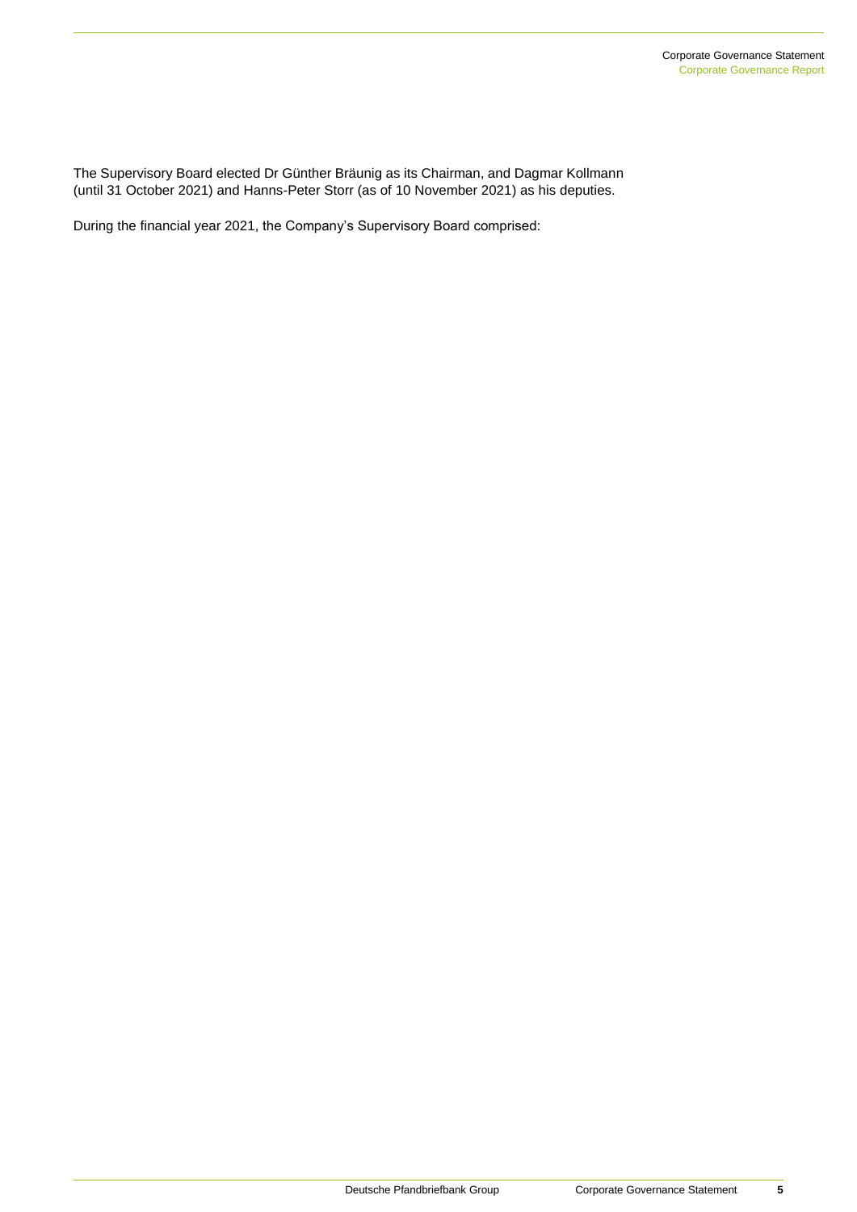The Supervisory Board elected Dr Günther Bräunig as its Chairman, and Dagmar Kollmann (until 31 October 2021) and Hanns-Peter Storr (as of 10 November 2021) as his deputies.

During the financial year 2021, the Company's Supervisory Board comprised: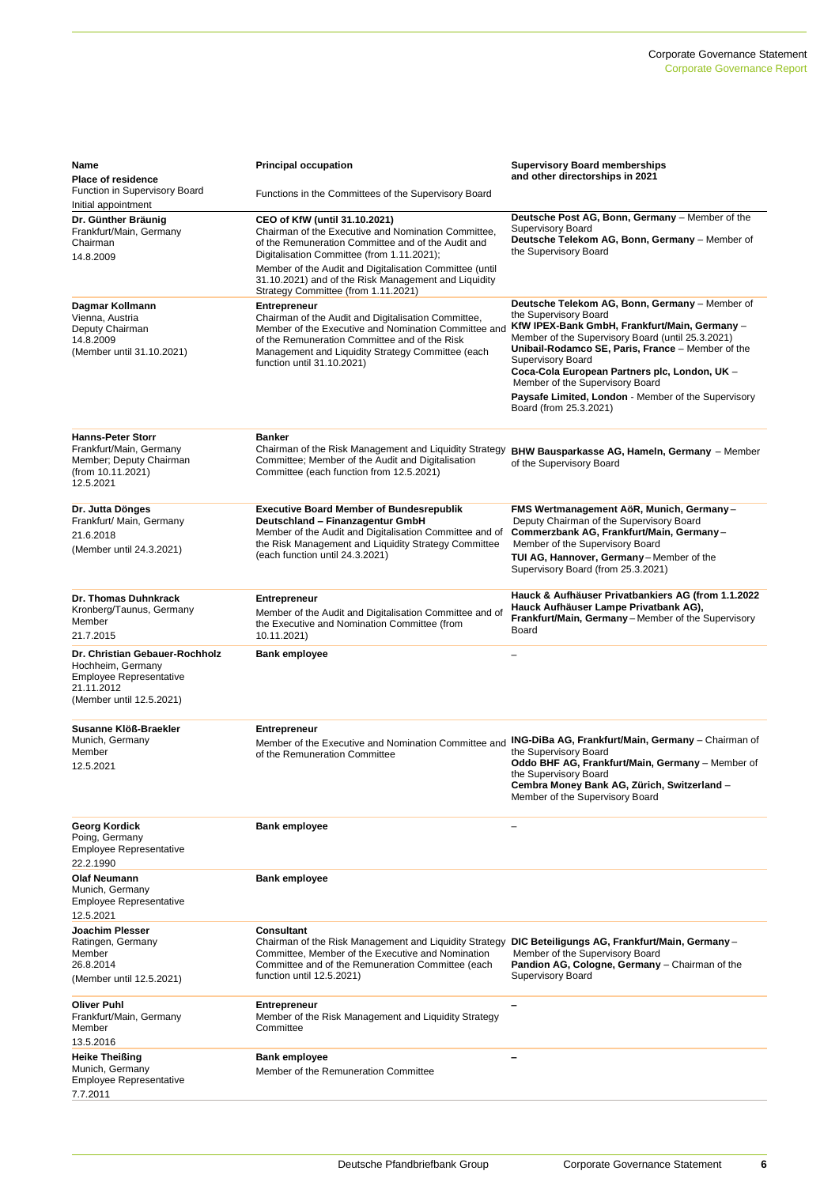| Name<br>Place of residence<br>Function in Supervisory Board<br>Initial appointment | Principal occupation<br>Functions in the Committees of the Supervisory Board | Supervisory Board memberships and other directorships in 2021 |
|---|---|---|
| **Dr. Günther Bräunig**<br>Frankfurt/Main, Germany<br>Chairman<br>14.8.2009 | **CEO of KfW (until 31.10.2021)**<br>Chairman of the Executive and Nomination Committee, of the Remuneration Committee and of the Audit and Digitalisation Committee (from 1.11.2021);<br>Member of the Audit and Digitalisation Committee (until 31.10.2021) and of the Risk Management and Liquidity Strategy Committee (from 1.11.2021) | **Deutsche Post AG, Bonn, Germany** – Member of the Supervisory Board<br>**Deutsche Telekom AG, Bonn, Germany** – Member of the Supervisory Board |
| **Dagmar Kollmann**<br>Vienna, Austria<br>Deputy Chairman<br>14.8.2009<br>(Member until 31.10.2021) | **Entrepreneur**<br>Chairman of the Audit and Digitalisation Committee, Member of the Executive and Nomination Committee and of the Remuneration Committee and of the Risk Management and Liquidity Strategy Committee (each function until 31.10.2021) | **Deutsche Telekom AG, Bonn, Germany** – Member of the Supervisory Board<br>**KfW IPEX-Bank GmbH, Frankfurt/Main, Germany** – Member of the Supervisory Board (until 25.3.2021)<br>**Unibail-Rodamco SE, Paris, France** – Member of the Supervisory Board<br>**Coca-Cola European Partners plc, London, UK** – Member of the Supervisory Board<br>**Paysafe Limited, London** - Member of the Supervisory Board (from 25.3.2021) |
| **Hanns-Peter Storr**<br>Frankfurt/Main, Germany<br>Member; Deputy Chairman (from 10.11.2021)<br>12.5.2021 | **Banker**<br>Chairman of the Risk Management and Liquidity Strategy Committee; Member of the Audit and Digitalisation Committee (each function from 12.5.2021) | **BHW Bausparkasse AG, Hameln, Germany** – Member of the Supervisory Board |
| **Dr. Jutta Dönges**<br>Frankfurt/ Main, Germany<br>21.6.2018<br>(Member until 24.3.2021) | **Executive Board Member of Bundesrepublik Deutschland – Finanzagentur GmbH**<br>Member of the Audit and Digitalisation Committee and of the Risk Management and Liquidity Strategy Committee (each function until 24.3.2021) | **FMS Wertmanagement AöR, Munich, Germany** – Deputy Chairman of the Supervisory Board<br>**Commerzbank AG, Frankfurt/Main, Germany** – Member of the Supervisory Board<br>**TUI AG, Hannover, Germany** – Member of the Supervisory Board (from 25.3.2021) |
| **Dr. Thomas Duhnkrack**<br>Kronberg/Taunus, Germany<br>Member<br>21.7.2015 | **Entrepreneur**<br>Member of the Audit and Digitalisation Committee and of the Executive and Nomination Committee (from 10.11.2021) | **Hauck & Aufhäuser Privatbankiers AG (from 1.1.2022 Hauck Aufhäuser Lampe Privatbank AG), Frankfurt/Main, Germany** – Member of the Supervisory Board |
| **Dr. Christian Gebauer-Rochholz**<br>Hochheim, Germany<br>Employee Representative<br>21.11.2012<br>(Member until 12.5.2021) | **Bank employee** | – |
| **Susanne Klöß-Braekler**<br>Munich, Germany<br>Member<br>12.5.2021 | **Entrepreneur**<br>Member of the Executive and Nomination Committee and of the Remuneration Committee | **ING-DiBa AG, Frankfurt/Main, Germany** – Chairman of the Supervisory Board<br>**Oddo BHF AG, Frankfurt/Main, Germany** – Member of the Supervisory Board<br>**Cembra Money Bank AG, Zürich, Switzerland** – Member of the Supervisory Board |
| **Georg Kordick**<br>Poing, Germany<br>Employee Representative<br>22.2.1990 | **Bank employee** | – |
| **Olaf Neumann**<br>Munich, Germany<br>Employee Representative<br>12.5.2021 | **Bank employee** | |
| **Joachim Plesser**<br>Ratingen, Germany<br>Member<br>26.8.2014<br>(Member until 12.5.2021) | **Consultant**<br>Chairman of the Risk Management and Liquidity Strategy Committee, Member of the Executive and Nomination Committee and of the Remuneration Committee (each function until 12.5.2021) | **DIC Beteiligungs AG, Frankfurt/Main, Germany** – Member of the Supervisory Board<br>**Pandion AG, Cologne, Germany** – Chairman of the Supervisory Board |
| **Oliver Puhl**<br>Frankfurt/Main, Germany<br>Member<br>13.5.2016 | **Entrepreneur**<br>Member of the Risk Management and Liquidity Strategy Committee | – |
| **Heike Theißing**<br>Munich, Germany<br>Employee Representative<br>7.7.2011 | **Bank employee**<br>Member of the Remuneration Committee | – |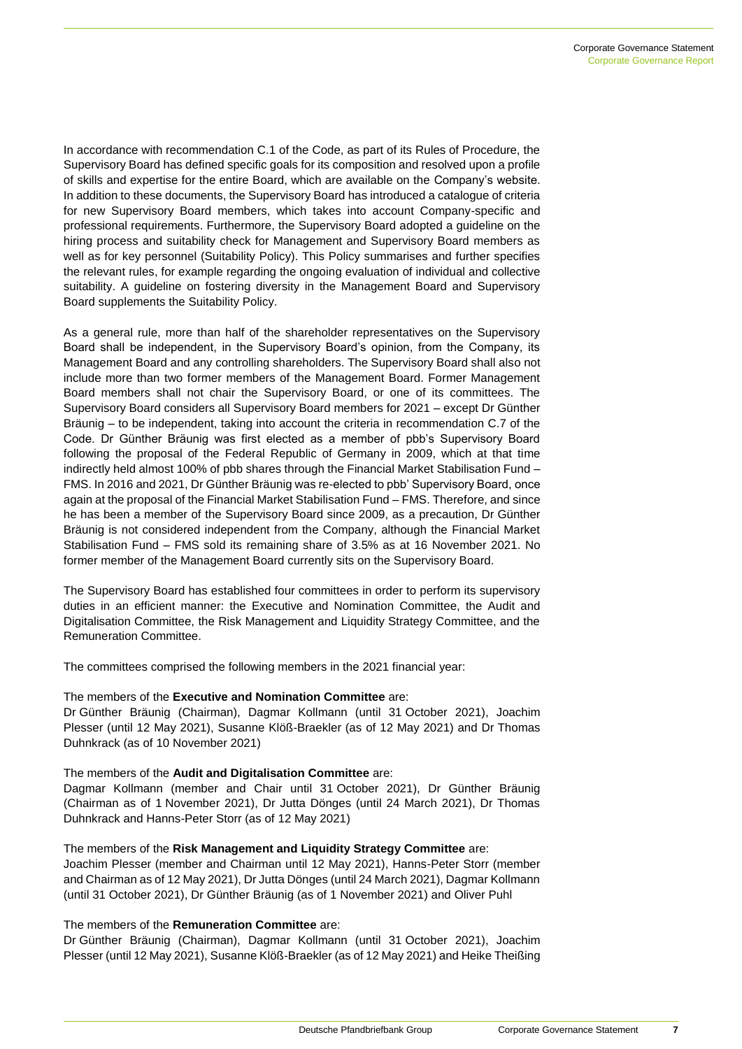In accordance with recommendation C.1 of the Code, as part of its Rules of Procedure, the Supervisory Board has defined specific goals for its composition and resolved upon a profile of skills and expertise for the entire Board, which are available on the Company's website. In addition to these documents, the Supervisory Board has introduced a catalogue of criteria for new Supervisory Board members, which takes into account Company-specific and professional requirements. Furthermore, the Supervisory Board adopted a guideline on the hiring process and suitability check for Management and Supervisory Board members as well as for key personnel (Suitability Policy). This Policy summarises and further specifies the relevant rules, for example regarding the ongoing evaluation of individual and collective suitability. A guideline on fostering diversity in the Management Board and Supervisory Board supplements the Suitability Policy.

As a general rule, more than half of the shareholder representatives on the Supervisory Board shall be independent, in the Supervisory Board's opinion, from the Company, its Management Board and any controlling shareholders. The Supervisory Board shall also not include more than two former members of the Management Board. Former Management Board members shall not chair the Supervisory Board, or one of its committees. The Supervisory Board considers all Supervisory Board members for 2021 – except Dr Günther Bräunig – to be independent, taking into account the criteria in recommendation C.7 of the Code. Dr Günther Bräunig was first elected as a member of pbb's Supervisory Board following the proposal of the Federal Republic of Germany in 2009, which at that time indirectly held almost 100% of pbb shares through the Financial Market Stabilisation Fund – FMS. In 2016 and 2021, Dr Günther Bräunig was re-elected to pbb' Supervisory Board, once again at the proposal of the Financial Market Stabilisation Fund – FMS. Therefore, and since he has been a member of the Supervisory Board since 2009, as a precaution, Dr Günther Bräunig is not considered independent from the Company, although the Financial Market Stabilisation Fund – FMS sold its remaining share of 3.5% as at 16 November 2021. No former member of the Management Board currently sits on the Supervisory Board.

The Supervisory Board has established four committees in order to perform its supervisory duties in an efficient manner: the Executive and Nomination Committee, the Audit and Digitalisation Committee, the Risk Management and Liquidity Strategy Committee, and the Remuneration Committee.

The committees comprised the following members in the 2021 financial year:

The members of the **Executive and Nomination Committee** are:
Dr Günther Bräunig (Chairman), Dagmar Kollmann (until 31 October 2021), Joachim Plesser (until 12 May 2021), Susanne Klöß-Braekler (as of 12 May 2021) and Dr Thomas Duhnkrack (as of 10 November 2021)

The members of the **Audit and Digitalisation Committee** are:
Dagmar Kollmann (member and Chair until 31 October 2021), Dr Günther Bräunig (Chairman as of 1 November 2021), Dr Jutta Dönges (until 24 March 2021), Dr Thomas Duhnkrack and Hanns-Peter Storr (as of 12 May 2021)

The members of the **Risk Management and Liquidity Strategy Committee** are:
Joachim Plesser (member and Chairman until 12 May 2021), Hanns-Peter Storr (member and Chairman as of 12 May 2021), Dr Jutta Dönges (until 24 March 2021), Dagmar Kollmann (until 31 October 2021), Dr Günther Bräunig (as of 1 November 2021) and Oliver Puhl

The members of the **Remuneration Committee** are:
Dr Günther Bräunig (Chairman), Dagmar Kollmann (until 31 October 2021), Joachim Plesser (until 12 May 2021), Susanne Klöß-Braekler (as of 12 May 2021) and Heike Theißing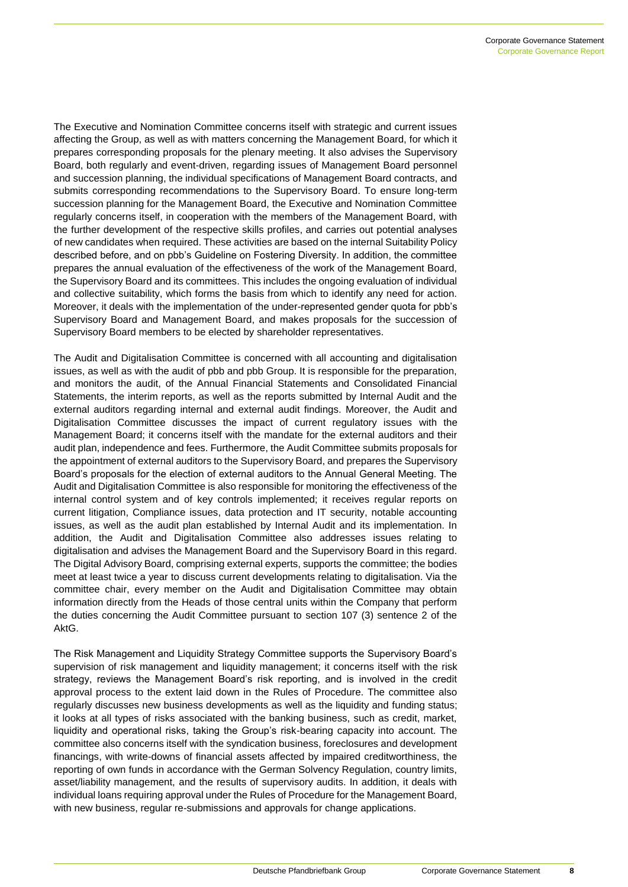The Executive and Nomination Committee concerns itself with strategic and current issues affecting the Group, as well as with matters concerning the Management Board, for which it prepares corresponding proposals for the plenary meeting. It also advises the Supervisory Board, both regularly and event-driven, regarding issues of Management Board personnel and succession planning, the individual specifications of Management Board contracts, and submits corresponding recommendations to the Supervisory Board. To ensure long-term succession planning for the Management Board, the Executive and Nomination Committee regularly concerns itself, in cooperation with the members of the Management Board, with the further development of the respective skills profiles, and carries out potential analyses of new candidates when required. These activities are based on the internal Suitability Policy described before, and on pbb's Guideline on Fostering Diversity. In addition, the committee prepares the annual evaluation of the effectiveness of the work of the Management Board, the Supervisory Board and its committees. This includes the ongoing evaluation of individual and collective suitability, which forms the basis from which to identify any need for action. Moreover, it deals with the implementation of the under-represented gender quota for pbb's Supervisory Board and Management Board, and makes proposals for the succession of Supervisory Board members to be elected by shareholder representatives.

The Audit and Digitalisation Committee is concerned with all accounting and digitalisation issues, as well as with the audit of pbb and pbb Group. It is responsible for the preparation, and monitors the audit, of the Annual Financial Statements and Consolidated Financial Statements, the interim reports, as well as the reports submitted by Internal Audit and the external auditors regarding internal and external audit findings. Moreover, the Audit and Digitalisation Committee discusses the impact of current regulatory issues with the Management Board; it concerns itself with the mandate for the external auditors and their audit plan, independence and fees. Furthermore, the Audit Committee submits proposals for the appointment of external auditors to the Supervisory Board, and prepares the Supervisory Board's proposals for the election of external auditors to the Annual General Meeting. The Audit and Digitalisation Committee is also responsible for monitoring the effectiveness of the internal control system and of key controls implemented; it receives regular reports on current litigation, Compliance issues, data protection and IT security, notable accounting issues, as well as the audit plan established by Internal Audit and its implementation. In addition, the Audit and Digitalisation Committee also addresses issues relating to digitalisation and advises the Management Board and the Supervisory Board in this regard. The Digital Advisory Board, comprising external experts, supports the committee; the bodies meet at least twice a year to discuss current developments relating to digitalisation. Via the committee chair, every member on the Audit and Digitalisation Committee may obtain information directly from the Heads of those central units within the Company that perform the duties concerning the Audit Committee pursuant to section 107 (3) sentence 2 of the AktG.

The Risk Management and Liquidity Strategy Committee supports the Supervisory Board's supervision of risk management and liquidity management; it concerns itself with the risk strategy, reviews the Management Board's risk reporting, and is involved in the credit approval process to the extent laid down in the Rules of Procedure. The committee also regularly discusses new business developments as well as the liquidity and funding status; it looks at all types of risks associated with the banking business, such as credit, market, liquidity and operational risks, taking the Group's risk-bearing capacity into account. The committee also concerns itself with the syndication business, foreclosures and development financings, with write-downs of financial assets affected by impaired creditworthiness, the reporting of own funds in accordance with the German Solvency Regulation, country limits, asset/liability management, and the results of supervisory audits. In addition, it deals with individual loans requiring approval under the Rules of Procedure for the Management Board, with new business, regular re-submissions and approvals for change applications.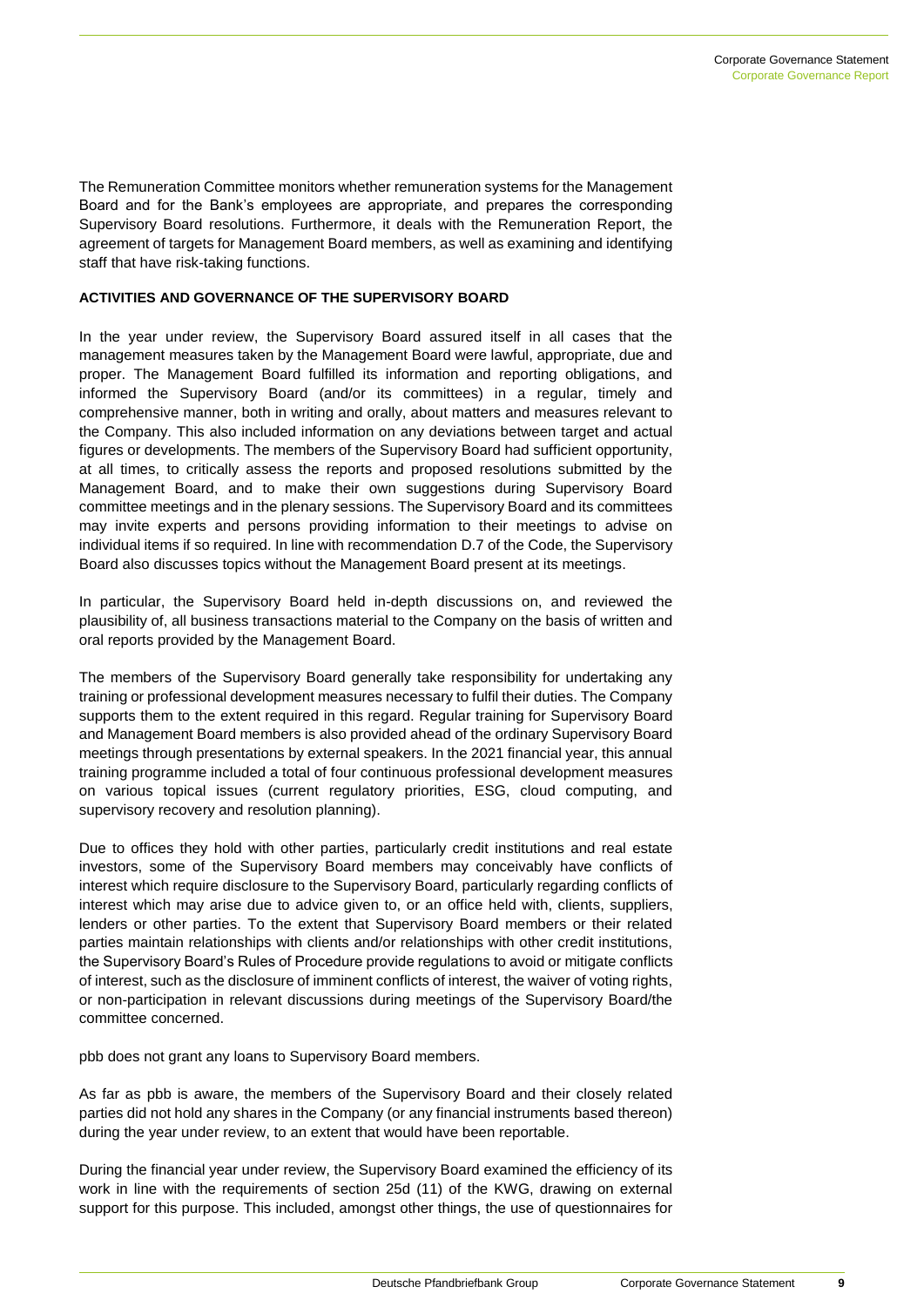The Remuneration Committee monitors whether remuneration systems for the Management Board and for the Bank's employees are appropriate, and prepares the corresponding Supervisory Board resolutions. Furthermore, it deals with the Remuneration Report, the agreement of targets for Management Board members, as well as examining and identifying staff that have risk-taking functions.

**ACTIVITIES AND GOVERNANCE OF THE SUPERVISORY BOARD**

In the year under review, the Supervisory Board assured itself in all cases that the management measures taken by the Management Board were lawful, appropriate, due and proper. The Management Board fulfilled its information and reporting obligations, and informed the Supervisory Board (and/or its committees) in a regular, timely and comprehensive manner, both in writing and orally, about matters and measures relevant to the Company. This also included information on any deviations between target and actual figures or developments. The members of the Supervisory Board had sufficient opportunity, at all times, to critically assess the reports and proposed resolutions submitted by the Management Board, and to make their own suggestions during Supervisory Board committee meetings and in the plenary sessions. The Supervisory Board and its committees may invite experts and persons providing information to their meetings to advise on individual items if so required. In line with recommendation D.7 of the Code, the Supervisory Board also discusses topics without the Management Board present at its meetings.

In particular, the Supervisory Board held in-depth discussions on, and reviewed the plausibility of, all business transactions material to the Company on the basis of written and oral reports provided by the Management Board.

The members of the Supervisory Board generally take responsibility for undertaking any training or professional development measures necessary to fulfil their duties. The Company supports them to the extent required in this regard. Regular training for Supervisory Board and Management Board members is also provided ahead of the ordinary Supervisory Board meetings through presentations by external speakers. In the 2021 financial year, this annual training programme included a total of four continuous professional development measures on various topical issues (current regulatory priorities, ESG, cloud computing, and supervisory recovery and resolution planning).

Due to offices they hold with other parties, particularly credit institutions and real estate investors, some of the Supervisory Board members may conceivably have conflicts of interest which require disclosure to the Supervisory Board, particularly regarding conflicts of interest which may arise due to advice given to, or an office held with, clients, suppliers, lenders or other parties. To the extent that Supervisory Board members or their related parties maintain relationships with clients and/or relationships with other credit institutions, the Supervisory Board's Rules of Procedure provide regulations to avoid or mitigate conflicts of interest, such as the disclosure of imminent conflicts of interest, the waiver of voting rights, or non-participation in relevant discussions during meetings of the Supervisory Board/the committee concerned.

pbb does not grant any loans to Supervisory Board members.

As far as pbb is aware, the members of the Supervisory Board and their closely related parties did not hold any shares in the Company (or any financial instruments based thereon) during the year under review, to an extent that would have been reportable.

During the financial year under review, the Supervisory Board examined the efficiency of its work in line with the requirements of section 25d (11) of the KWG, drawing on external support for this purpose. This included, amongst other things, the use of questionnaires for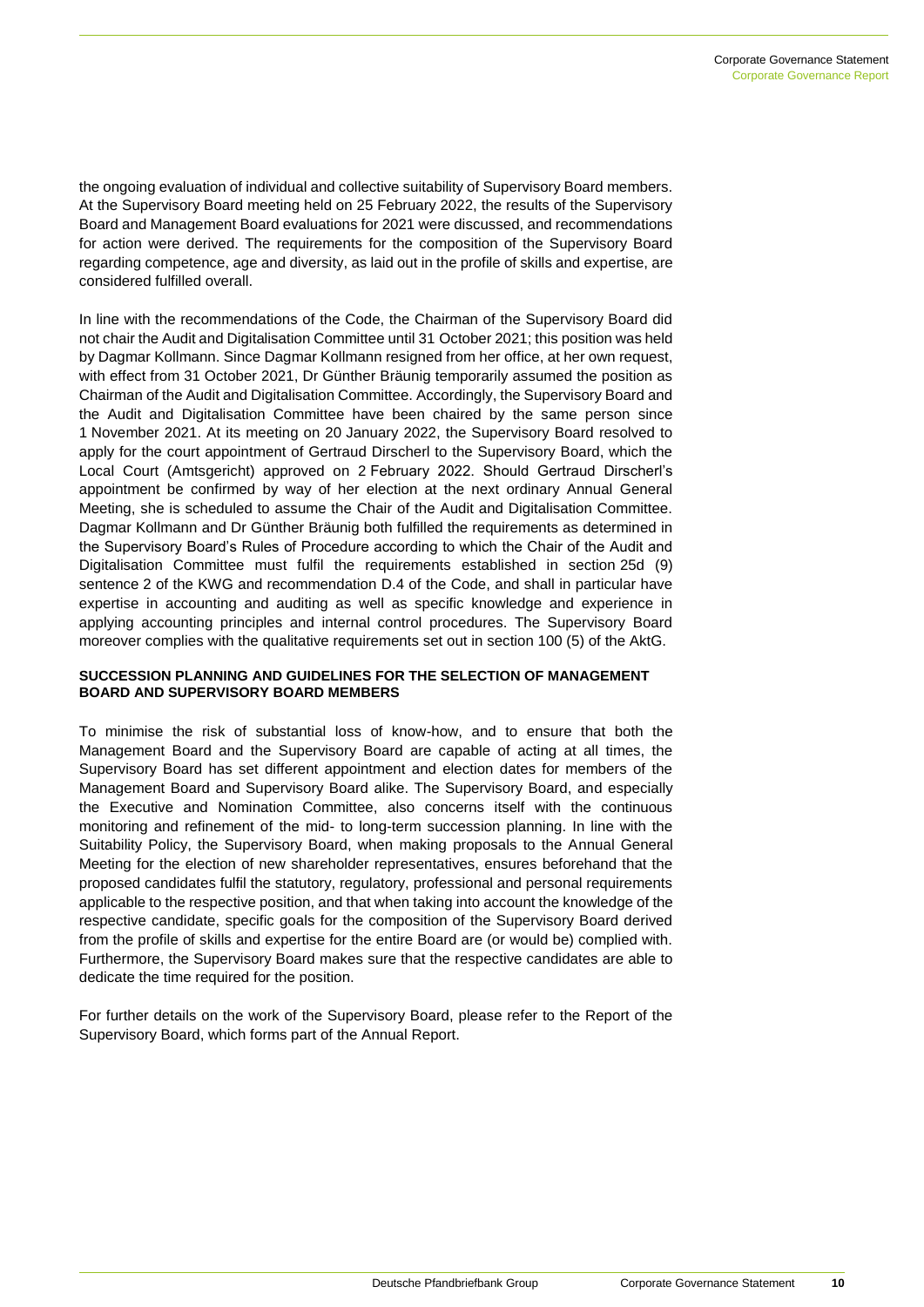the ongoing evaluation of individual and collective suitability of Supervisory Board members. At the Supervisory Board meeting held on 25 February 2022, the results of the Supervisory Board and Management Board evaluations for 2021 were discussed, and recommendations for action were derived. The requirements for the composition of the Supervisory Board regarding competence, age and diversity, as laid out in the profile of skills and expertise, are considered fulfilled overall.

In line with the recommendations of the Code, the Chairman of the Supervisory Board did not chair the Audit and Digitalisation Committee until 31 October 2021; this position was held by Dagmar Kollmann. Since Dagmar Kollmann resigned from her office, at her own request, with effect from 31 October 2021, Dr Günther Bräunig temporarily assumed the position as Chairman of the Audit and Digitalisation Committee. Accordingly, the Supervisory Board and the Audit and Digitalisation Committee have been chaired by the same person since 1 November 2021. At its meeting on 20 January 2022, the Supervisory Board resolved to apply for the court appointment of Gertraud Dirscherl to the Supervisory Board, which the Local Court (Amtsgericht) approved on 2 February 2022. Should Gertraud Dirscherl's appointment be confirmed by way of her election at the next ordinary Annual General Meeting, she is scheduled to assume the Chair of the Audit and Digitalisation Committee. Dagmar Kollmann and Dr Günther Bräunig both fulfilled the requirements as determined in the Supervisory Board's Rules of Procedure according to which the Chair of the Audit and Digitalisation Committee must fulfil the requirements established in section 25d (9) sentence 2 of the KWG and recommendation D.4 of the Code, and shall in particular have expertise in accounting and auditing as well as specific knowledge and experience in applying accounting principles and internal control procedures. The Supervisory Board moreover complies with the qualitative requirements set out in section 100 (5) of the AktG.

**SUCCESSION PLANNING AND GUIDELINES FOR THE SELECTION OF MANAGEMENT BOARD AND SUPERVISORY BOARD MEMBERS**

To minimise the risk of substantial loss of know-how, and to ensure that both the Management Board and the Supervisory Board are capable of acting at all times, the Supervisory Board has set different appointment and election dates for members of the Management Board and Supervisory Board alike. The Supervisory Board, and especially the Executive and Nomination Committee, also concerns itself with the continuous monitoring and refinement of the mid- to long-term succession planning. In line with the Suitability Policy, the Supervisory Board, when making proposals to the Annual General Meeting for the election of new shareholder representatives, ensures beforehand that the proposed candidates fulfil the statutory, regulatory, professional and personal requirements applicable to the respective position, and that when taking into account the knowledge of the respective candidate, specific goals for the composition of the Supervisory Board derived from the profile of skills and expertise for the entire Board are (or would be) complied with. Furthermore, the Supervisory Board makes sure that the respective candidates are able to dedicate the time required for the position.

For further details on the work of the Supervisory Board, please refer to the Report of the Supervisory Board, which forms part of the Annual Report.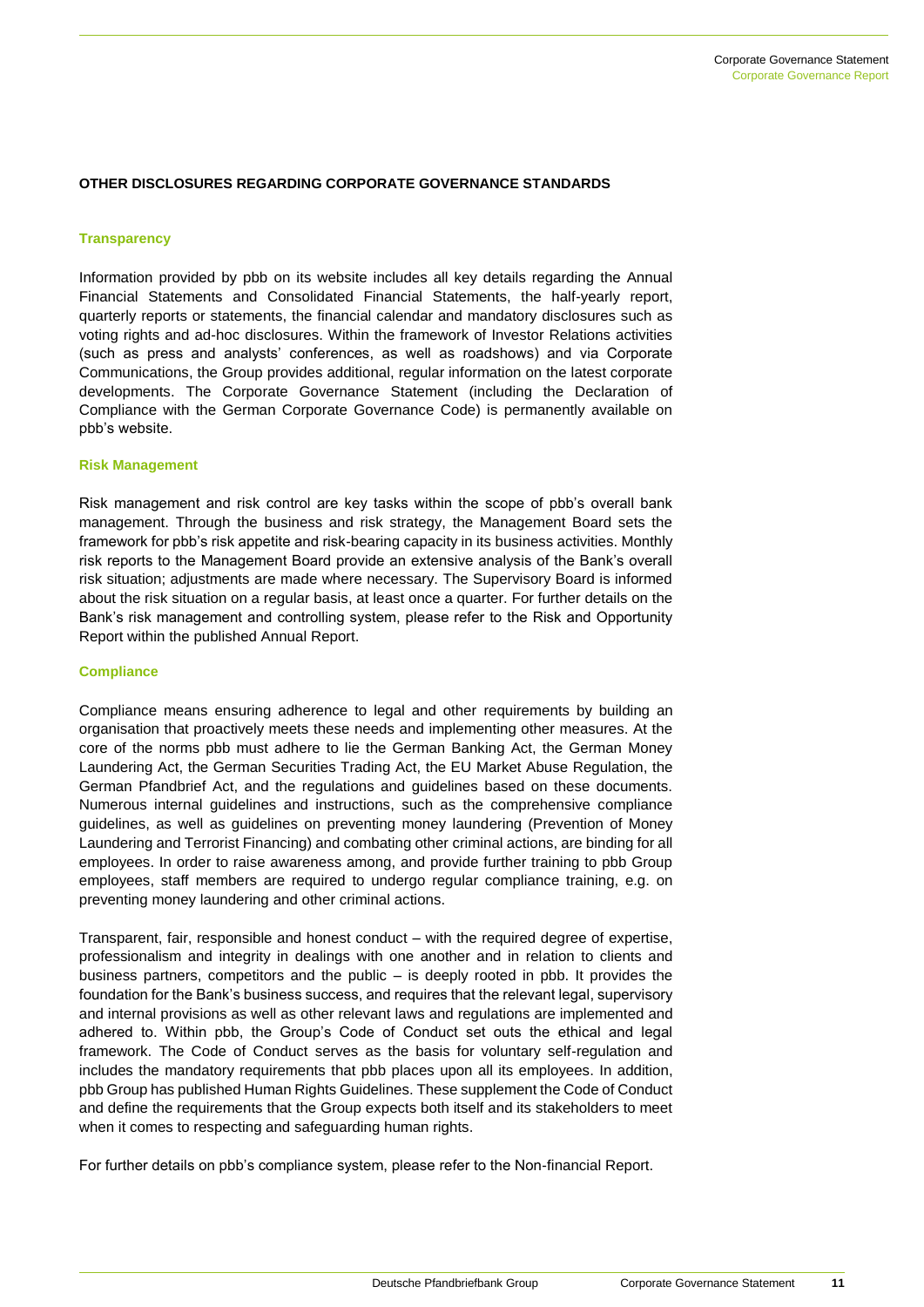## OTHER DISCLOSURES REGARDING CORPORATE GOVERNANCE STANDARDS

### Transparency

Information provided by pbb on its website includes all key details regarding the Annual Financial Statements and Consolidated Financial Statements, the half-yearly report, quarterly reports or statements, the financial calendar and mandatory disclosures such as voting rights and ad-hoc disclosures. Within the framework of Investor Relations activities (such as press and analysts' conferences, as well as roadshows) and via Corporate Communications, the Group provides additional, regular information on the latest corporate developments. The Corporate Governance Statement (including the Declaration of Compliance with the German Corporate Governance Code) is permanently available on pbb's website.

### Risk Management

Risk management and risk control are key tasks within the scope of pbb's overall bank management. Through the business and risk strategy, the Management Board sets the framework for pbb's risk appetite and risk-bearing capacity in its business activities. Monthly risk reports to the Management Board provide an extensive analysis of the Bank's overall risk situation; adjustments are made where necessary. The Supervisory Board is informed about the risk situation on a regular basis, at least once a quarter. For further details on the Bank's risk management and controlling system, please refer to the Risk and Opportunity Report within the published Annual Report.

### Compliance

Compliance means ensuring adherence to legal and other requirements by building an organisation that proactively meets these needs and implementing other measures. At the core of the norms pbb must adhere to lie the German Banking Act, the German Money Laundering Act, the German Securities Trading Act, the EU Market Abuse Regulation, the German Pfandbrief Act, and the regulations and guidelines based on these documents. Numerous internal guidelines and instructions, such as the comprehensive compliance guidelines, as well as guidelines on preventing money laundering (Prevention of Money Laundering and Terrorist Financing) and combating other criminal actions, are binding for all employees. In order to raise awareness among, and provide further training to pbb Group employees, staff members are required to undergo regular compliance training, e.g. on preventing money laundering and other criminal actions.

Transparent, fair, responsible and honest conduct – with the required degree of expertise, professionalism and integrity in dealings with one another and in relation to clients and business partners, competitors and the public – is deeply rooted in pbb. It provides the foundation for the Bank's business success, and requires that the relevant legal, supervisory and internal provisions as well as other relevant laws and regulations are implemented and adhered to. Within pbb, the Group's Code of Conduct set outs the ethical and legal framework. The Code of Conduct serves as the basis for voluntary self-regulation and includes the mandatory requirements that pbb places upon all its employees. In addition, pbb Group has published Human Rights Guidelines. These supplement the Code of Conduct and define the requirements that the Group expects both itself and its stakeholders to meet when it comes to respecting and safeguarding human rights.

For further details on pbb's compliance system, please refer to the Non-financial Report.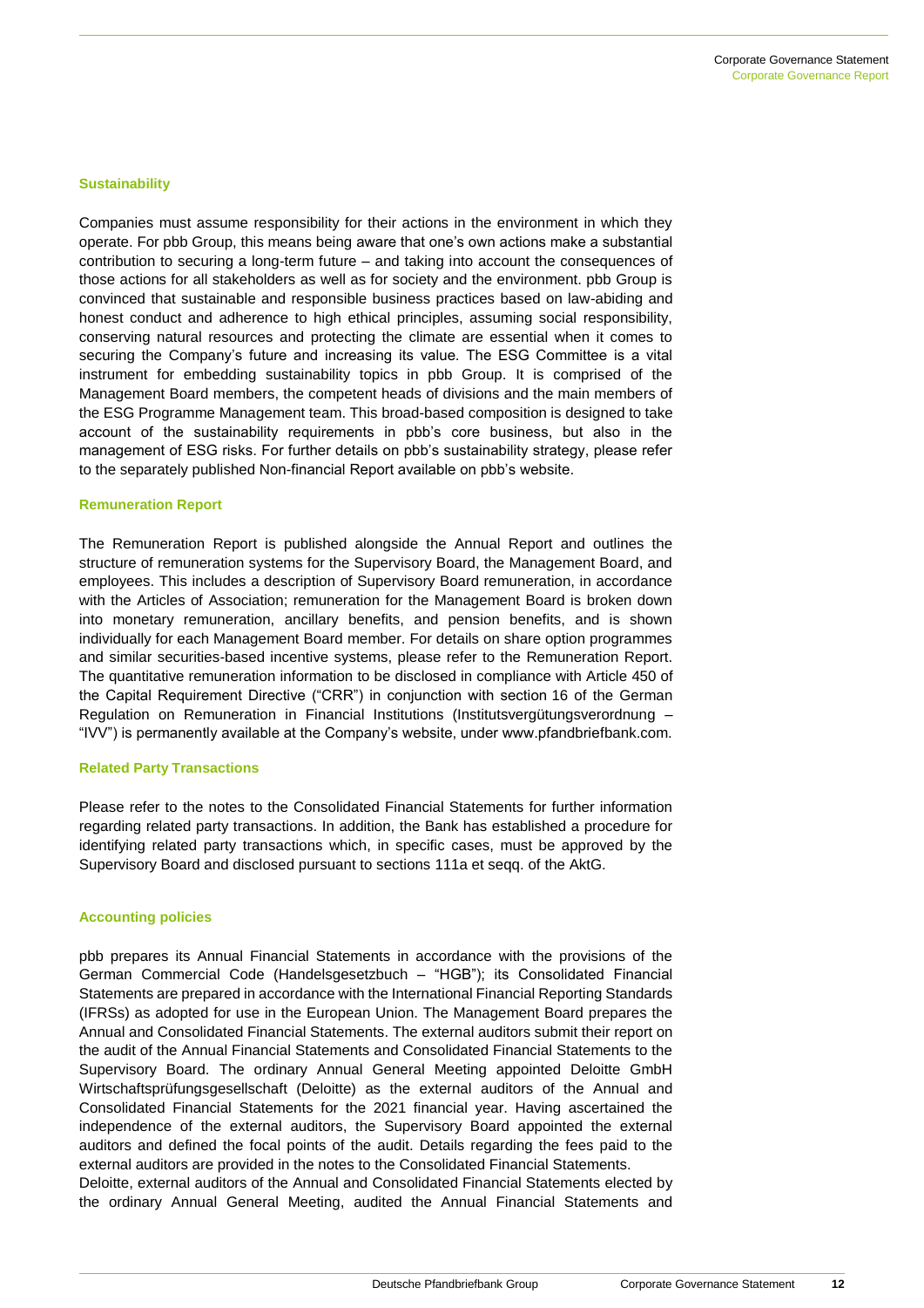### Sustainability

Companies must assume responsibility for their actions in the environment in which they operate. For pbb Group, this means being aware that one's own actions make a substantial contribution to securing a long-term future – and taking into account the consequences of those actions for all stakeholders as well as for society and the environment. pbb Group is convinced that sustainable and responsible business practices based on law-abiding and honest conduct and adherence to high ethical principles, assuming social responsibility, conserving natural resources and protecting the climate are essential when it comes to securing the Company's future and increasing its value. The ESG Committee is a vital instrument for embedding sustainability topics in pbb Group. It is comprised of the Management Board members, the competent heads of divisions and the main members of the ESG Programme Management team. This broad-based composition is designed to take account of the sustainability requirements in pbb's core business, but also in the management of ESG risks. For further details on pbb's sustainability strategy, please refer to the separately published Non-financial Report available on pbb's website.

### Remuneration Report

The Remuneration Report is published alongside the Annual Report and outlines the structure of remuneration systems for the Supervisory Board, the Management Board, and employees. This includes a description of Supervisory Board remuneration, in accordance with the Articles of Association; remuneration for the Management Board is broken down into monetary remuneration, ancillary benefits, and pension benefits, and is shown individually for each Management Board member. For details on share option programmes and similar securities-based incentive systems, please refer to the Remuneration Report. The quantitative remuneration information to be disclosed in compliance with Article 450 of the Capital Requirement Directive ("CRR") in conjunction with section 16 of the German Regulation on Remuneration in Financial Institutions (Institutsvergütungsverordnung – "IVV") is permanently available at the Company's website, under www.pfandbriefbank.com.

### Related Party Transactions

Please refer to the notes to the Consolidated Financial Statements for further information regarding related party transactions. In addition, the Bank has established a procedure for identifying related party transactions which, in specific cases, must be approved by the Supervisory Board and disclosed pursuant to sections 111a et seqq. of the AktG.

### Accounting policies

pbb prepares its Annual Financial Statements in accordance with the provisions of the German Commercial Code (Handelsgesetzbuch – "HGB"); its Consolidated Financial Statements are prepared in accordance with the International Financial Reporting Standards (IFRSs) as adopted for use in the European Union. The Management Board prepares the Annual and Consolidated Financial Statements. The external auditors submit their report on the audit of the Annual Financial Statements and Consolidated Financial Statements to the Supervisory Board. The ordinary Annual General Meeting appointed Deloitte GmbH Wirtschaftsprüfungsgesellschaft (Deloitte) as the external auditors of the Annual and Consolidated Financial Statements for the 2021 financial year. Having ascertained the independence of the external auditors, the Supervisory Board appointed the external auditors and defined the focal points of the audit. Details regarding the fees paid to the external auditors are provided in the notes to the Consolidated Financial Statements.

Deloitte, external auditors of the Annual and Consolidated Financial Statements elected by the ordinary Annual General Meeting, audited the Annual Financial Statements and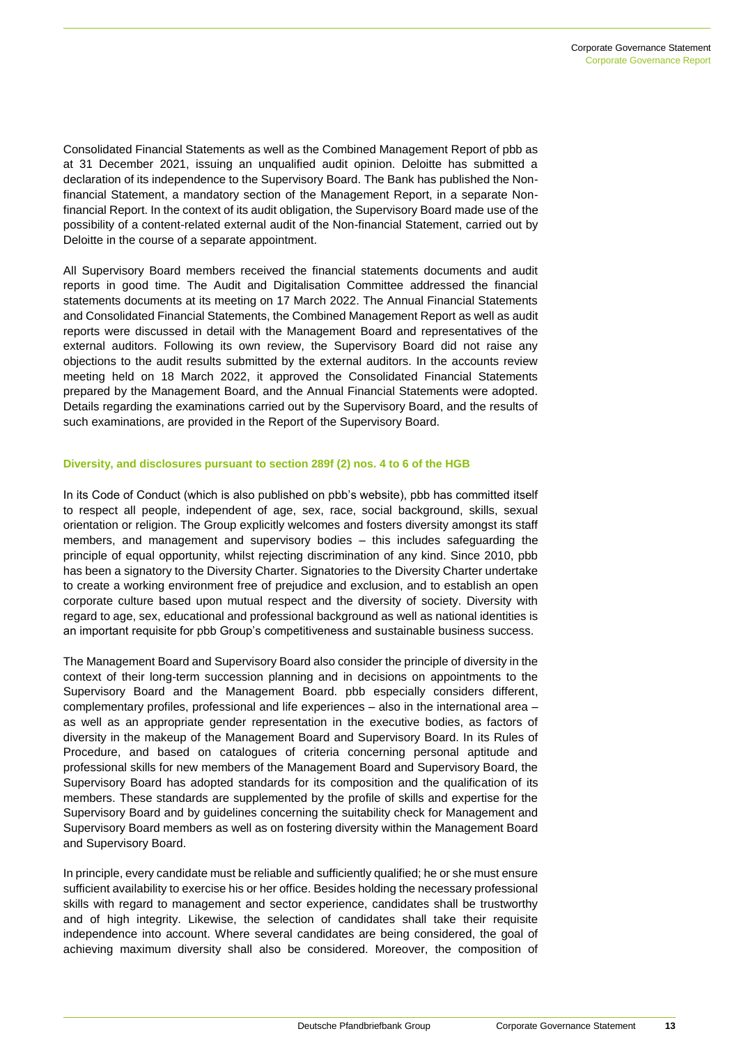Consolidated Financial Statements as well as the Combined Management Report of pbb as at 31 December 2021, issuing an unqualified audit opinion. Deloitte has submitted a declaration of its independence to the Supervisory Board. The Bank has published the Non-financial Statement, a mandatory section of the Management Report, in a separate Non-financial Report. In the context of its audit obligation, the Supervisory Board made use of the possibility of a content-related external audit of the Non-financial Statement, carried out by Deloitte in the course of a separate appointment.

All Supervisory Board members received the financial statements documents and audit reports in good time. The Audit and Digitalisation Committee addressed the financial statements documents at its meeting on 17 March 2022. The Annual Financial Statements and Consolidated Financial Statements, the Combined Management Report as well as audit reports were discussed in detail with the Management Board and representatives of the external auditors. Following its own review, the Supervisory Board did not raise any objections to the audit results submitted by the external auditors. In the accounts review meeting held on 18 March 2022, it approved the Consolidated Financial Statements prepared by the Management Board, and the Annual Financial Statements were adopted. Details regarding the examinations carried out by the Supervisory Board, and the results of such examinations, are provided in the Report of the Supervisory Board.

### Diversity, and disclosures pursuant to section 289f (2) nos. 4 to 6 of the HGB

In its Code of Conduct (which is also published on pbb's website), pbb has committed itself to respect all people, independent of age, sex, race, social background, skills, sexual orientation or religion. The Group explicitly welcomes and fosters diversity amongst its staff members, and management and supervisory bodies – this includes safeguarding the principle of equal opportunity, whilst rejecting discrimination of any kind. Since 2010, pbb has been a signatory to the Diversity Charter. Signatories to the Diversity Charter undertake to create a working environment free of prejudice and exclusion, and to establish an open corporate culture based upon mutual respect and the diversity of society. Diversity with regard to age, sex, educational and professional background as well as national identities is an important requisite for pbb Group's competitiveness and sustainable business success.

The Management Board and Supervisory Board also consider the principle of diversity in the context of their long-term succession planning and in decisions on appointments to the Supervisory Board and the Management Board. pbb especially considers different, complementary profiles, professional and life experiences – also in the international area – as well as an appropriate gender representation in the executive bodies, as factors of diversity in the makeup of the Management Board and Supervisory Board. In its Rules of Procedure, and based on catalogues of criteria concerning personal aptitude and professional skills for new members of the Management Board and Supervisory Board, the Supervisory Board has adopted standards for its composition and the qualification of its members. These standards are supplemented by the profile of skills and expertise for the Supervisory Board and by guidelines concerning the suitability check for Management and Supervisory Board members as well as on fostering diversity within the Management Board and Supervisory Board.

In principle, every candidate must be reliable and sufficiently qualified; he or she must ensure sufficient availability to exercise his or her office. Besides holding the necessary professional skills with regard to management and sector experience, candidates shall be trustworthy and of high integrity. Likewise, the selection of candidates shall take their requisite independence into account. Where several candidates are being considered, the goal of achieving maximum diversity shall also be considered. Moreover, the composition of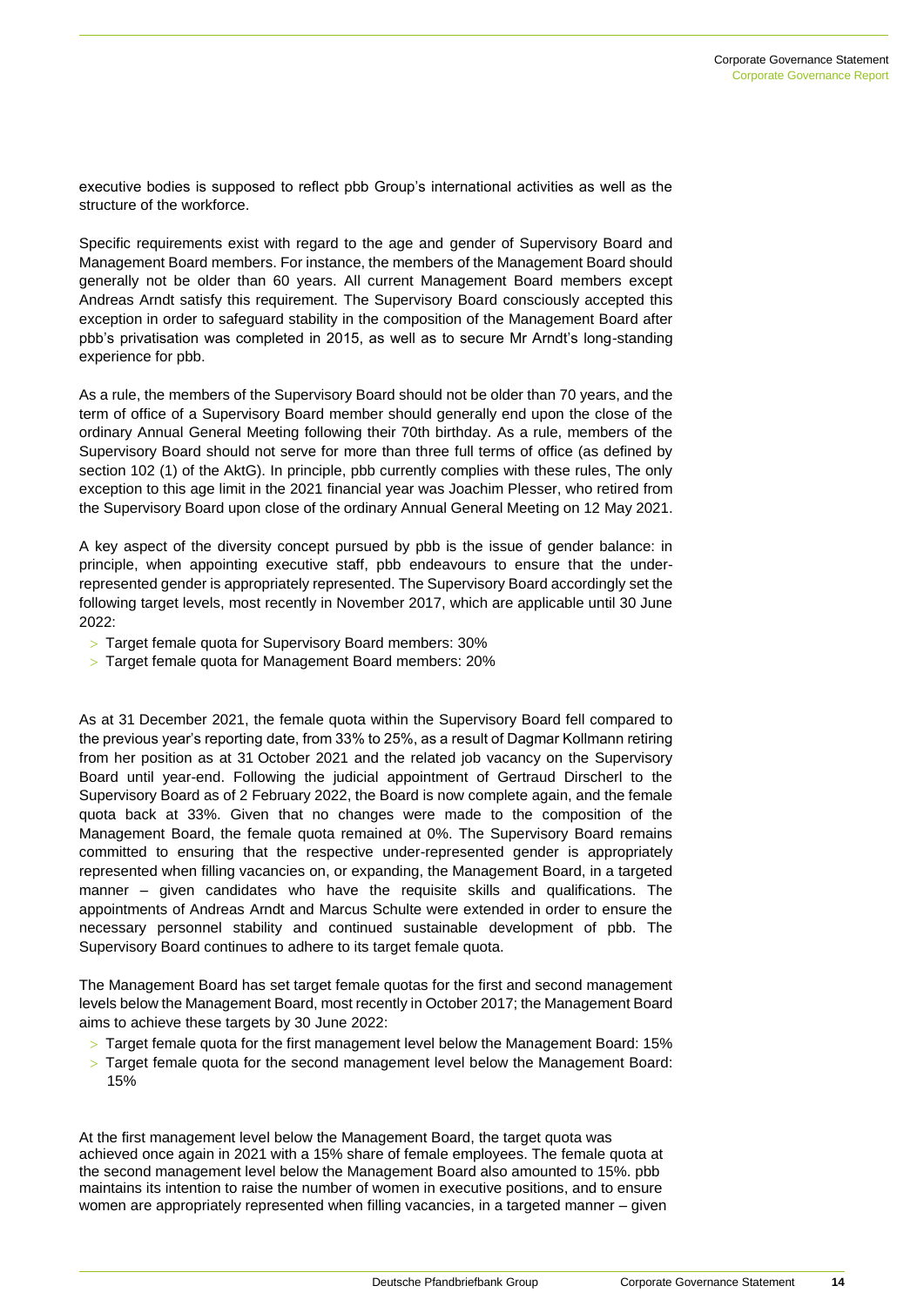executive bodies is supposed to reflect pbb Group's international activities as well as the structure of the workforce.

Specific requirements exist with regard to the age and gender of Supervisory Board and Management Board members. For instance, the members of the Management Board should generally not be older than 60 years. All current Management Board members except Andreas Arndt satisfy this requirement. The Supervisory Board consciously accepted this exception in order to safeguard stability in the composition of the Management Board after pbb's privatisation was completed in 2015, as well as to secure Mr Arndt's long-standing experience for pbb.

As a rule, the members of the Supervisory Board should not be older than 70 years, and the term of office of a Supervisory Board member should generally end upon the close of the ordinary Annual General Meeting following their 70th birthday. As a rule, members of the Supervisory Board should not serve for more than three full terms of office (as defined by section 102 (1) of the AktG). In principle, pbb currently complies with these rules, The only exception to this age limit in the 2021 financial year was Joachim Plesser, who retired from the Supervisory Board upon close of the ordinary Annual General Meeting on 12 May 2021.

A key aspect of the diversity concept pursued by pbb is the issue of gender balance: in principle, when appointing executive staff, pbb endeavours to ensure that the under-represented gender is appropriately represented. The Supervisory Board accordingly set the following target levels, most recently in November 2017, which are applicable until 30 June 2022:

- Target female quota for Supervisory Board members: 30%
- Target female quota for Management Board members: 20%

As at 31 December 2021, the female quota within the Supervisory Board fell compared to the previous year's reporting date, from 33% to 25%, as a result of Dagmar Kollmann retiring from her position as at 31 October 2021 and the related job vacancy on the Supervisory Board until year-end. Following the judicial appointment of Gertraud Dirscherl to the Supervisory Board as of 2 February 2022, the Board is now complete again, and the female quota back at 33%. Given that no changes were made to the composition of the Management Board, the female quota remained at 0%. The Supervisory Board remains committed to ensuring that the respective under-represented gender is appropriately represented when filling vacancies on, or expanding, the Management Board, in a targeted manner – given candidates who have the requisite skills and qualifications. The appointments of Andreas Arndt and Marcus Schulte were extended in order to ensure the necessary personnel stability and continued sustainable development of pbb. The Supervisory Board continues to adhere to its target female quota.

The Management Board has set target female quotas for the first and second management levels below the Management Board, most recently in October 2017; the Management Board aims to achieve these targets by 30 June 2022:

- Target female quota for the first management level below the Management Board: 15%
- Target female quota for the second management level below the Management Board: 15%

At the first management level below the Management Board, the target quota was achieved once again in 2021 with a 15% share of female employees. The female quota at the second management level below the Management Board also amounted to 15%. pbb maintains its intention to raise the number of women in executive positions, and to ensure women are appropriately represented when filling vacancies, in a targeted manner – given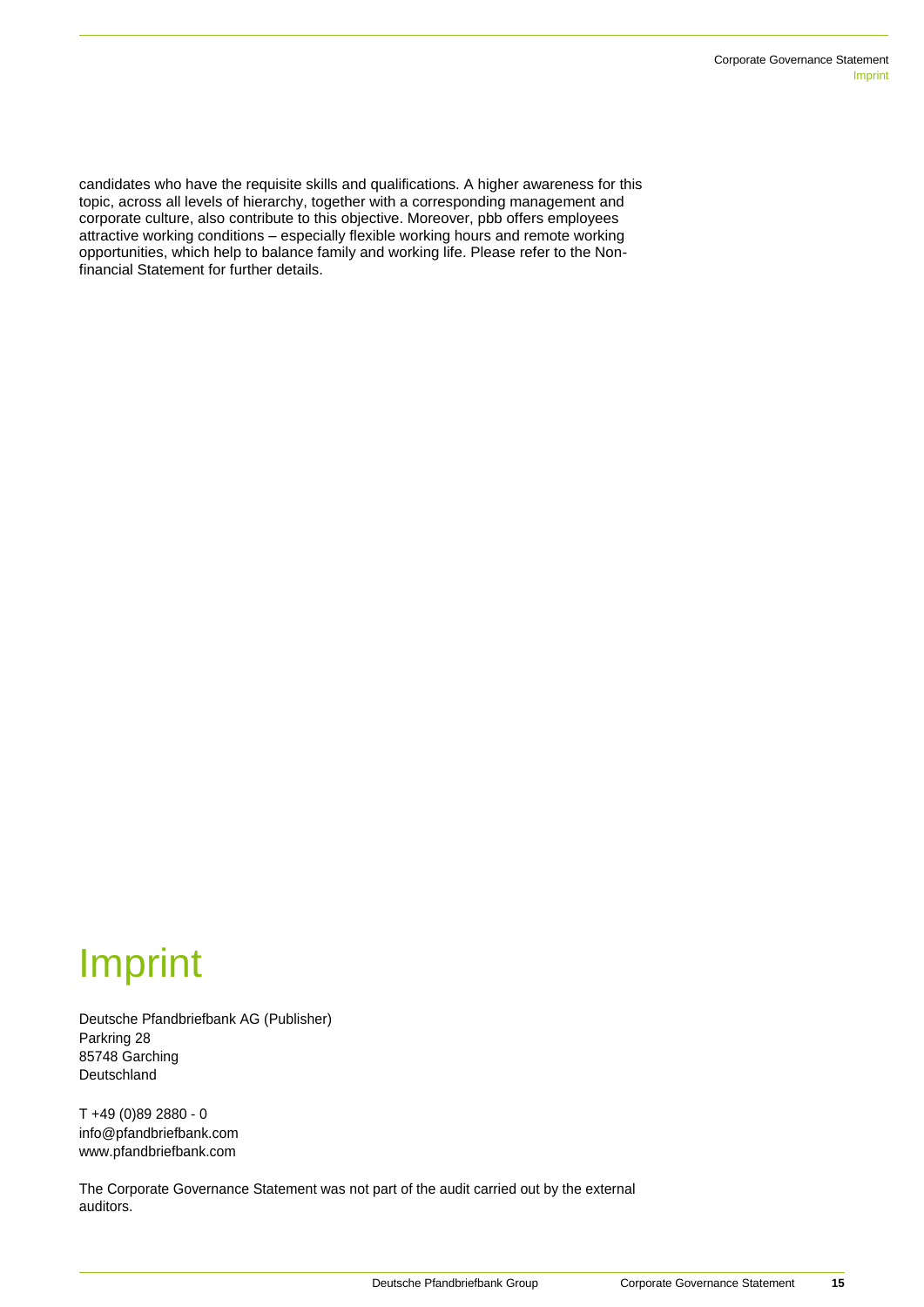candidates who have the requisite skills and qualifications. A higher awareness for this topic, across all levels of hierarchy, together with a corresponding management and corporate culture, also contribute to this objective. Moreover, pbb offers employees attractive working conditions – especially flexible working hours and remote working opportunities, which help to balance family and working life. Please refer to the Non-financial Statement for further details.

# Imprint

Deutsche Pfandbriefbank AG (Publisher)
Parkring 28
85748 Garching
Deutschland

T +49 (0)89 2880 - 0
info@pfandbriefbank.com
www.pfandbriefbank.com

The Corporate Governance Statement was not part of the audit carried out by the external auditors.